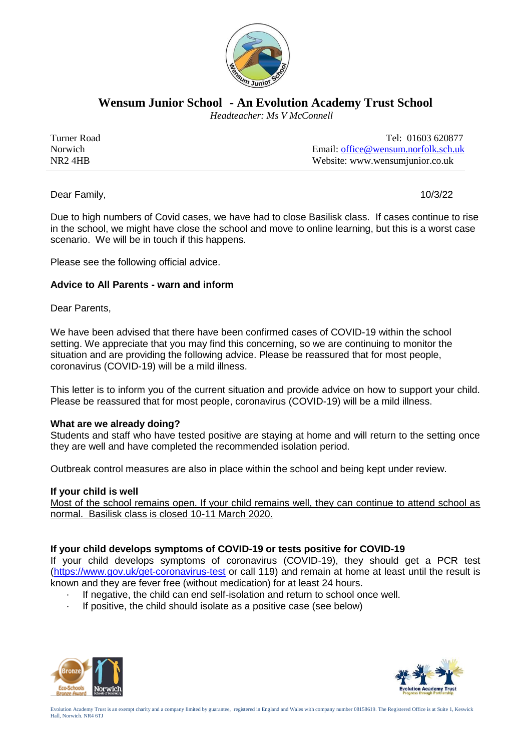# Wensum Junior School - An Evolution Academy Trust School

*Headteacher: Ms V McConnell*

Turner Road
Norwich
NR2 4HB

Tel: 01603 620877
Email: office@wensum.norfolk.sch.uk
Website: www.wensumjunior.co.uk

---

Dear Family,

10/3/22

Due to high numbers of Covid cases, we have had to close Basilisk class. If cases continue to rise in the school, we might have close the school and move to online learning, but this is a worst case scenario. We will be in touch if this happens.

Please see the following official advice.

**Advice to All Parents - warn and inform**

Dear Parents,

We have been advised that there have been confirmed cases of COVID-19 within the school setting. We appreciate that you may find this concerning, so we are continuing to monitor the situation and are providing the following advice. Please be reassured that for most people, coronavirus (COVID-19) will be a mild illness.

This letter is to inform you of the current situation and provide advice on how to support your child. Please be reassured that for most people, coronavirus (COVID-19) will be a mild illness.

**What are we already doing?**

Students and staff who have tested positive are staying at home and will return to the setting once they are well and have completed the recommended isolation period.

Outbreak control measures are also in place within the school and being kept under review.

**If your child is well**

<u>Most of the school remains open. If your child remains well, they can continue to attend school as normal. Basilisk class is closed 10-11 March 2020.</u>

**If your child develops symptoms of COVID-19 or tests positive for COVID-19**

If your child develops symptoms of coronavirus (COVID-19), they should get a PCR test (https://www.gov.uk/get-coronavirus-test or call 119) and remain at home at least until the result is known and they are fever free (without medication) for at least 24 hours.

- If negative, the child can end self-isolation and return to school once well.
- If positive, the child should isolate as a positive case (see below)

Evolution Academy Trust is an exempt charity and a company limited by guarantee, registered in England and Wales with company number 08158619. The Registered Office is at Suite 1, Keswick Hall, Norwich. NR4 6TJ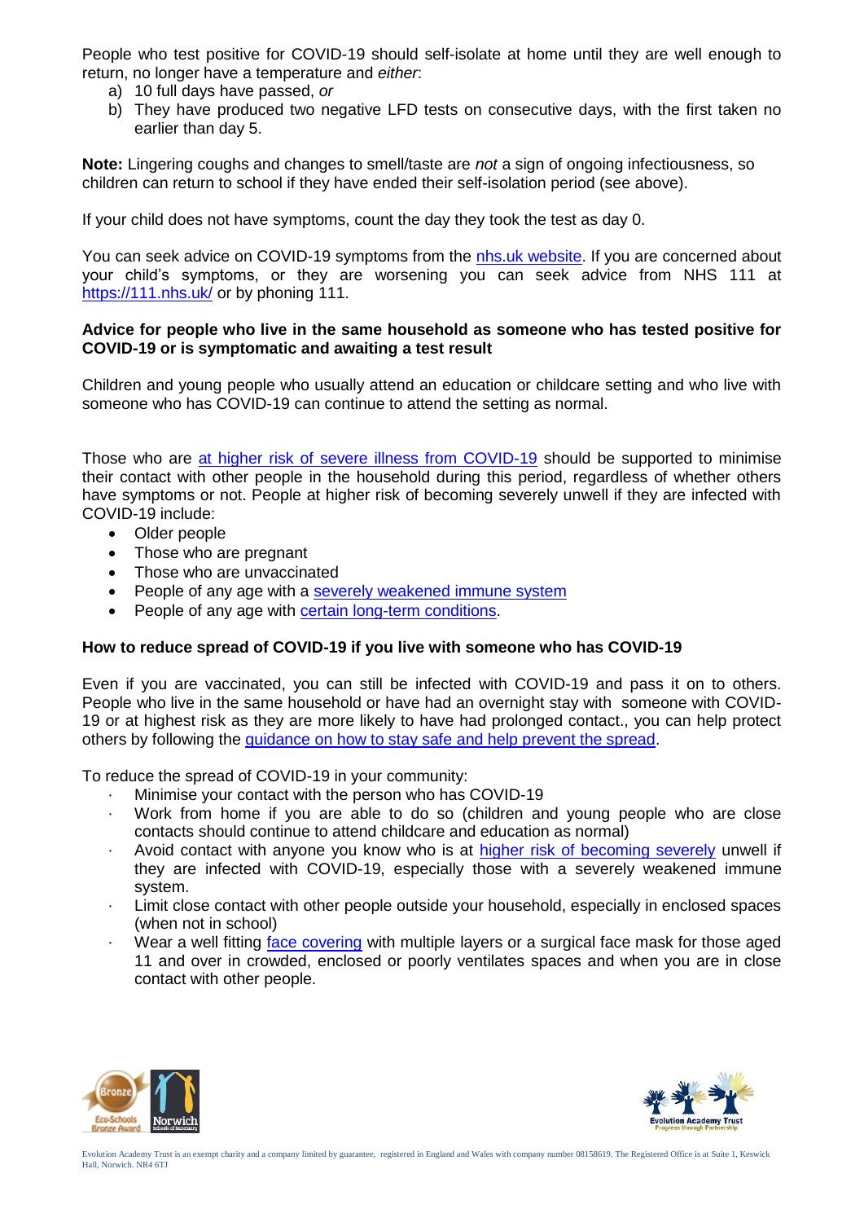People who test positive for COVID-19 should self-isolate at home until they are well enough to return, no longer have a temperature and *either*:

a) 10 full days have passed, *or*
b) They have produced two negative LFD tests on consecutive days, with the first taken no earlier than day 5.

**Note:** Lingering coughs and changes to smell/taste are *not* a sign of ongoing infectiousness, so children can return to school if they have ended their self-isolation period (see above).

If your child does not have symptoms, count the day they took the test as day 0.

You can seek advice on COVID-19 symptoms from the nhs.uk website. If you are concerned about your child's symptoms, or they are worsening you can seek advice from NHS 111 at https://111.nhs.uk/ or by phoning 111.

**Advice for people who live in the same household as someone who has tested positive for COVID-19 or is symptomatic and awaiting a test result**

Children and young people who usually attend an education or childcare setting and who live with someone who has COVID-19 can continue to attend the setting as normal.

Those who are at higher risk of severe illness from COVID-19 should be supported to minimise their contact with other people in the household during this period, regardless of whether others have symptoms or not. People at higher risk of becoming severely unwell if they are infected with COVID-19 include:

- Older people
- Those who are pregnant
- Those who are unvaccinated
- People of any age with a severely weakened immune system
- People of any age with certain long-term conditions.

**How to reduce spread of COVID-19 if you live with someone who has COVID-19**

Even if you are vaccinated, you can still be infected with COVID-19 and pass it on to others. People who live in the same household or have had an overnight stay with someone with COVID-19 or at highest risk as they are more likely to have had prolonged contact., you can help protect others by following the guidance on how to stay safe and help prevent the spread.

To reduce the spread of COVID-19 in your community:

- Minimise your contact with the person who has COVID-19
- Work from home if you are able to do so (children and young people who are close contacts should continue to attend childcare and education as normal)
- Avoid contact with anyone you know who is at higher risk of becoming severely unwell if they are infected with COVID-19, especially those with a severely weakened immune system.
- Limit close contact with other people outside your household, especially in enclosed spaces (when not in school)
- Wear a well fitting face covering with multiple layers or a surgical face mask for those aged 11 and over in crowded, enclosed or poorly ventilates spaces and when you are in close contact with other people.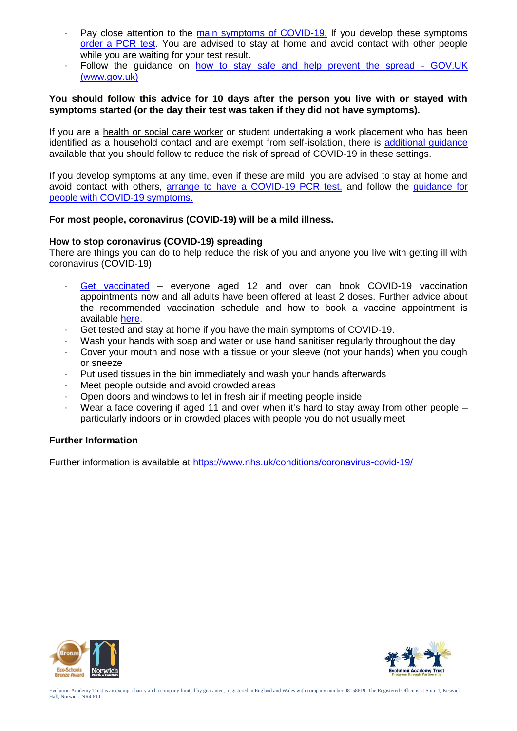- Pay close attention to the main symptoms of COVID-19. If you develop these symptoms order a PCR test. You are advised to stay at home and avoid contact with other people while you are waiting for your test result.
- Follow the guidance on how to stay safe and help prevent the spread - GOV.UK (www.gov.uk)

**You should follow this advice for 10 days after the person you live with or stayed with symptoms started (or the day their test was taken if they did not have symptoms).**

If you are a health or social care worker or student undertaking a work placement who has been identified as a household contact and are exempt from self-isolation, there is additional guidance available that you should follow to reduce the risk of spread of COVID-19 in these settings.

If you develop symptoms at any time, even if these are mild, you are advised to stay at home and avoid contact with others, arrange to have a COVID-19 PCR test, and follow the guidance for people with COVID-19 symptoms.

**For most people, coronavirus (COVID-19) will be a mild illness.**

**How to stop coronavirus (COVID-19) spreading**

There are things you can do to help reduce the risk of you and anyone you live with getting ill with coronavirus (COVID-19):

- Get vaccinated – everyone aged 12 and over can book COVID-19 vaccination appointments now and all adults have been offered at least 2 doses. Further advice about the recommended vaccination schedule and how to book a vaccine appointment is available here.
- Get tested and stay at home if you have the main symptoms of COVID-19.
- Wash your hands with soap and water or use hand sanitiser regularly throughout the day
- Cover your mouth and nose with a tissue or your sleeve (not your hands) when you cough or sneeze
- Put used tissues in the bin immediately and wash your hands afterwards
- Meet people outside and avoid crowded areas
- Open doors and windows to let in fresh air if meeting people inside
- Wear a face covering if aged 11 and over when it's hard to stay away from other people – particularly indoors or in crowded places with people you do not usually meet

**Further Information**

Further information is available at https://www.nhs.uk/conditions/coronavirus-covid-19/